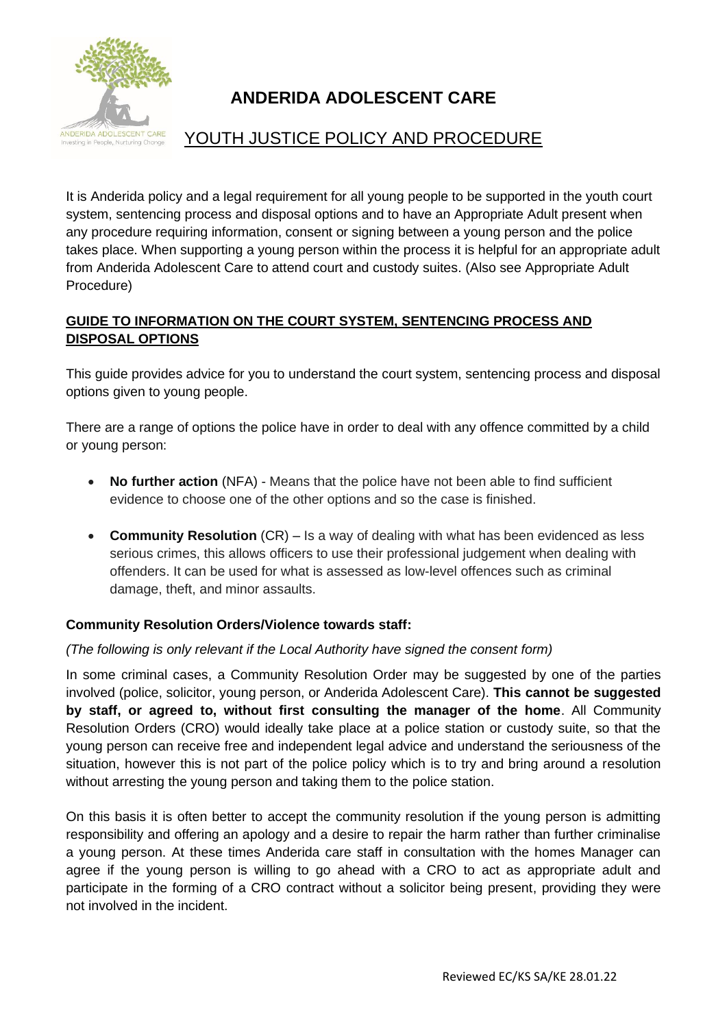# ANDERIDA ADOLESCENT CARE

## YOUTH JUSTICE POLICY AND PROCEDURE

It is Anderida policy and a legal requirement for all young people to be supported in the youth court system, sentencing process and disposal options and to have an Appropriate Adult present when any procedure requiring information, consent or signing between a young person and the police takes place. When supporting a young person within the process it is helpful for an appropriate adult from Anderida Adolescent Care to attend court and custody suites. (Also see Appropriate Adult Procedure)

### GUIDE TO INFORMATION ON THE COURT SYSTEM, SENTENCING PROCESS AND DISPOSAL OPTIONS

This guide provides advice for you to understand the court system, sentencing process and disposal options given to young people.

There are a range of options the police have in order to deal with any offence committed by a child or young person:

- **No further action** (NFA) - Means that the police have not been able to find sufficient evidence to choose one of the other options and so the case is finished.
- **Community Resolution** (CR) – Is a way of dealing with what has been evidenced as less serious crimes, this allows officers to use their professional judgement when dealing with offenders. It can be used for what is assessed as low-level offences such as criminal damage, theft, and minor assaults.

**Community Resolution Orders/Violence towards staff:**

*(The following is only relevant if the Local Authority have signed the consent form)*

In some criminal cases, a Community Resolution Order may be suggested by one of the parties involved (police, solicitor, young person, or Anderida Adolescent Care). **This cannot be suggested by staff, or agreed to, without first consulting the manager of the home**. All Community Resolution Orders (CRO) would ideally take place at a police station or custody suite, so that the young person can receive free and independent legal advice and understand the seriousness of the situation, however this is not part of the police policy which is to try and bring around a resolution without arresting the young person and taking them to the police station.

On this basis it is often better to accept the community resolution if the young person is admitting responsibility and offering an apology and a desire to repair the harm rather than further criminalise a young person. At these times Anderida care staff in consultation with the homes Manager can agree if the young person is willing to go ahead with a CRO to act as appropriate adult and participate in the forming of a CRO contract without a solicitor being present, providing they were not involved in the incident.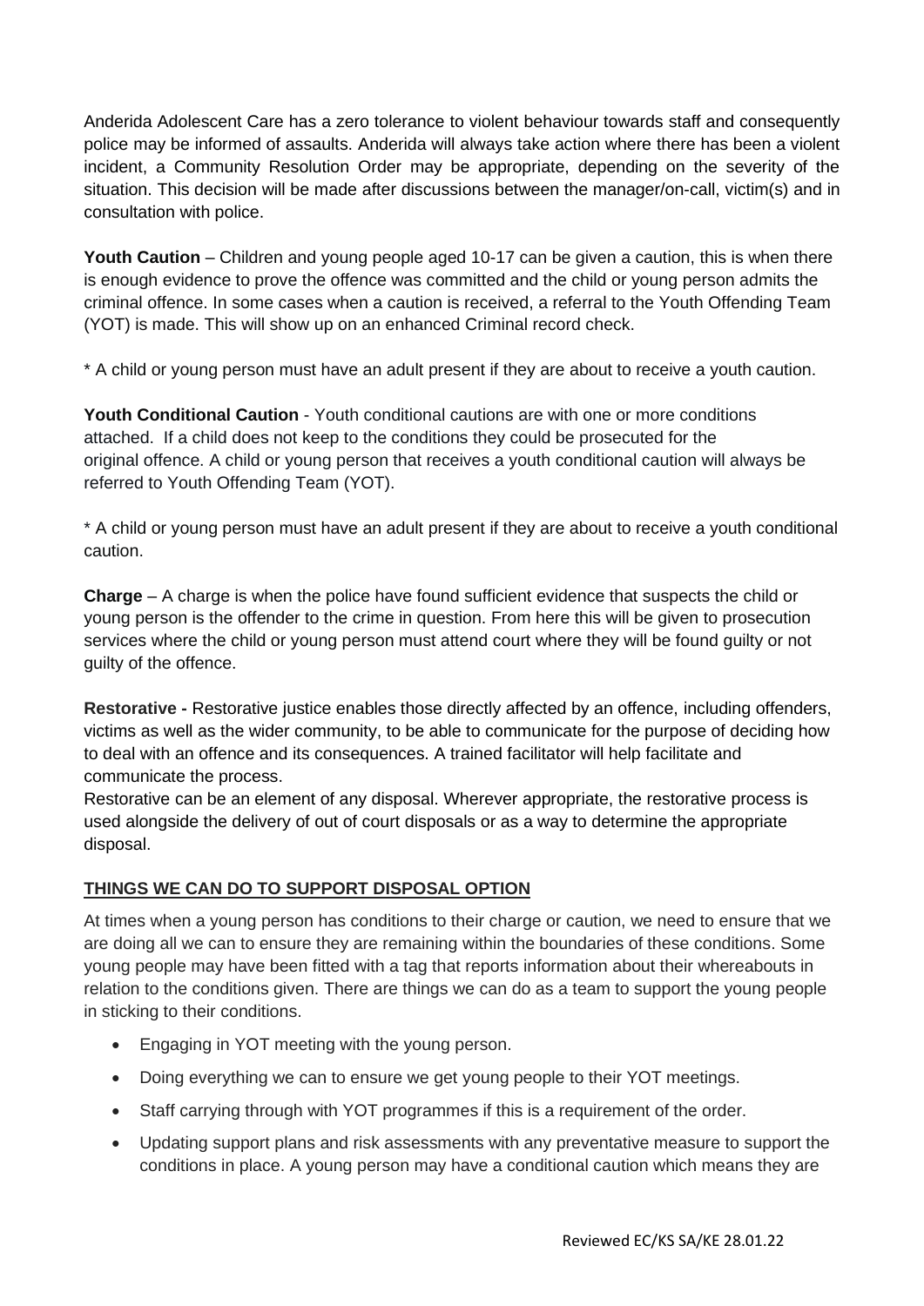Anderida Adolescent Care has a zero tolerance to violent behaviour towards staff and consequently police may be informed of assaults. Anderida will always take action where there has been a violent incident, a Community Resolution Order may be appropriate, depending on the severity of the situation. This decision will be made after discussions between the manager/on-call, victim(s) and in consultation with police.

**Youth Caution** – Children and young people aged 10-17 can be given a caution, this is when there is enough evidence to prove the offence was committed and the child or young person admits the criminal offence. In some cases when a caution is received, a referral to the Youth Offending Team (YOT) is made. This will show up on an enhanced Criminal record check.

* A child or young person must have an adult present if they are about to receive a youth caution.

**Youth Conditional Caution** - Youth conditional cautions are with one or more conditions attached. If a child does not keep to the conditions they could be prosecuted for the original offence. A child or young person that receives a youth conditional caution will always be referred to Youth Offending Team (YOT).

* A child or young person must have an adult present if they are about to receive a youth conditional caution.

**Charge** – A charge is when the police have found sufficient evidence that suspects the child or young person is the offender to the crime in question. From here this will be given to prosecution services where the child or young person must attend court where they will be found guilty or not guilty of the offence.

**Restorative -** Restorative justice enables those directly affected by an offence, including offenders, victims as well as the wider community, to be able to communicate for the purpose of deciding how to deal with an offence and its consequences. A trained facilitator will help facilitate and communicate the process.
Restorative can be an element of any disposal. Wherever appropriate, the restorative process is used alongside the delivery of out of court disposals or as a way to determine the appropriate disposal.

## **THINGS WE CAN DO TO SUPPORT DISPOSAL OPTION**

At times when a young person has conditions to their charge or caution, we need to ensure that we are doing all we can to ensure they are remaining within the boundaries of these conditions. Some young people may have been fitted with a tag that reports information about their whereabouts in relation to the conditions given. There are things we can do as a team to support the young people in sticking to their conditions.

- Engaging in YOT meeting with the young person.
- Doing everything we can to ensure we get young people to their YOT meetings.
- Staff carrying through with YOT programmes if this is a requirement of the order.
- Updating support plans and risk assessments with any preventative measure to support the conditions in place. A young person may have a conditional caution which means they are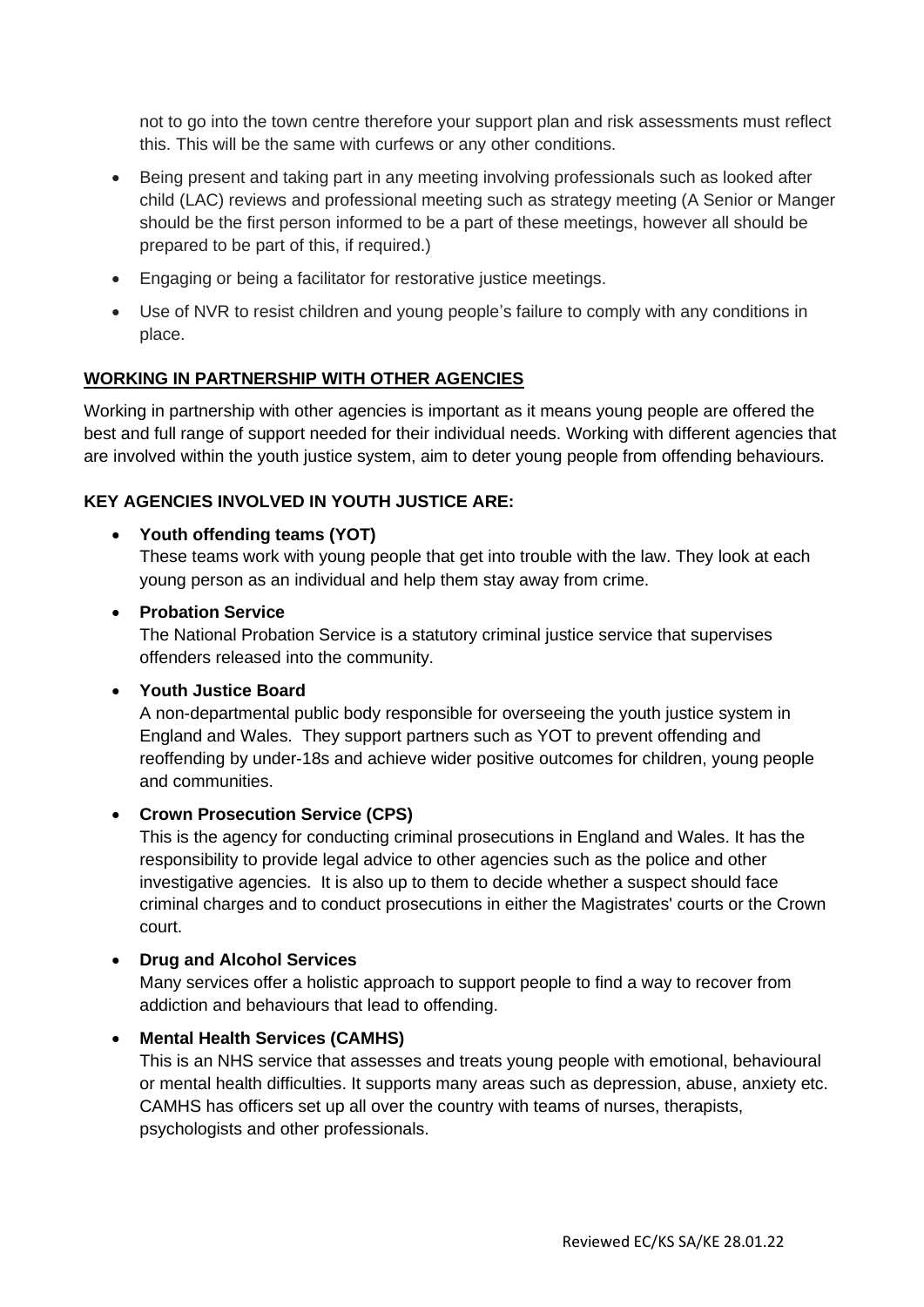not to go into the town centre therefore your support plan and risk assessments must reflect this. This will be the same with curfews or any other conditions.

- Being present and taking part in any meeting involving professionals such as looked after child (LAC) reviews and professional meeting such as strategy meeting (A Senior or Manger should be the first person informed to be a part of these meetings, however all should be prepared to be part of this, if required.)
- Engaging or being a facilitator for restorative justice meetings.
- Use of NVR to resist children and young people's failure to comply with any conditions in place.

**WORKING IN PARTNERSHIP WITH OTHER AGENCIES**

Working in partnership with other agencies is important as it means young people are offered the best and full range of support needed for their individual needs. Working with different agencies that are involved within the youth justice system, aim to deter young people from offending behaviours.

**KEY AGENCIES INVOLVED IN YOUTH JUSTICE ARE:**

- **Youth offending teams (YOT)**
  These teams work with young people that get into trouble with the law. They look at each young person as an individual and help them stay away from crime.
- **Probation Service**
  The National Probation Service is a statutory criminal justice service that supervises offenders released into the community.
- **Youth Justice Board**
  A non-departmental public body responsible for overseeing the youth justice system in England and Wales. They support partners such as YOT to prevent offending and reoffending by under-18s and achieve wider positive outcomes for children, young people and communities.
- **Crown Prosecution Service (CPS)**
  This is the agency for conducting criminal prosecutions in England and Wales. It has the responsibility to provide legal advice to other agencies such as the police and other investigative agencies. It is also up to them to decide whether a suspect should face criminal charges and to conduct prosecutions in either the Magistrates' courts or the Crown court.
- **Drug and Alcohol Services**
  Many services offer a holistic approach to support people to find a way to recover from addiction and behaviours that lead to offending.
- **Mental Health Services (CAMHS)**
  This is an NHS service that assesses and treats young people with emotional, behavioural or mental health difficulties. It supports many areas such as depression, abuse, anxiety etc. CAMHS has officers set up all over the country with teams of nurses, therapists, psychologists and other professionals.

Reviewed EC/KS SA/KE 28.01.22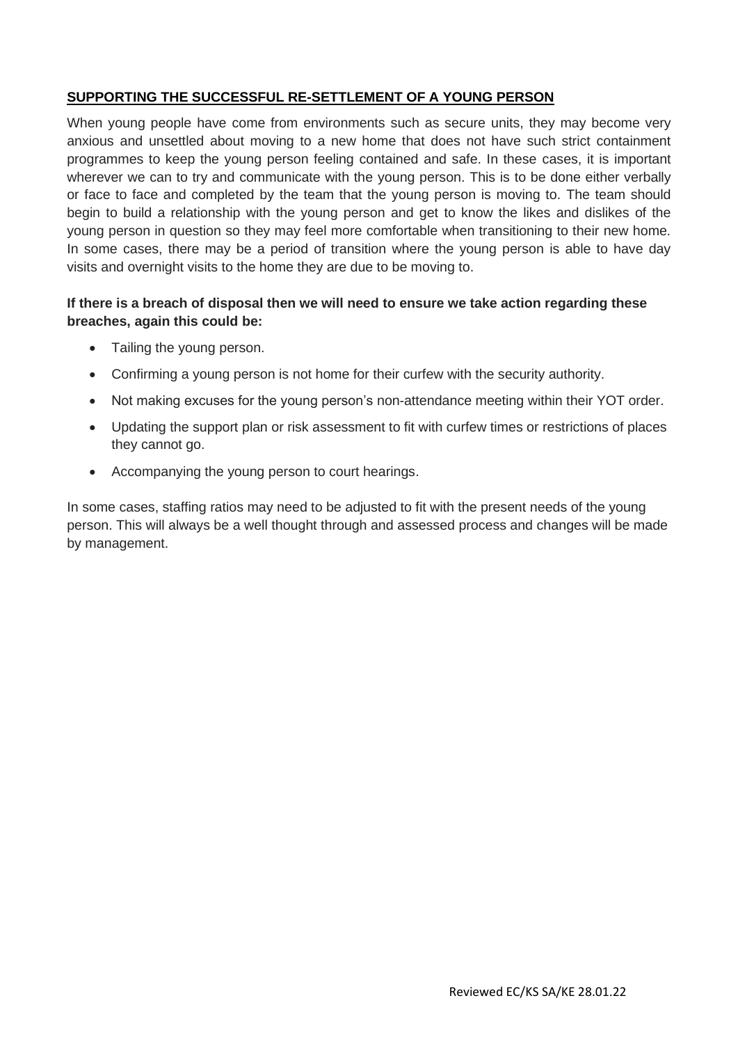## SUPPORTING THE SUCCESSFUL RE-SETTLEMENT OF A YOUNG PERSON

When young people have come from environments such as secure units, they may become very anxious and unsettled about moving to a new home that does not have such strict containment programmes to keep the young person feeling contained and safe. In these cases, it is important wherever we can to try and communicate with the young person. This is to be done either verbally or face to face and completed by the team that the young person is moving to. The team should begin to build a relationship with the young person and get to know the likes and dislikes of the young person in question so they may feel more comfortable when transitioning to their new home. In some cases, there may be a period of transition where the young person is able to have day visits and overnight visits to the home they are due to be moving to.

**If there is a breach of disposal then we will need to ensure we take action regarding these breaches, again this could be:**

- Tailing the young person.
- Confirming a young person is not home for their curfew with the security authority.
- Not making excuses for the young person's non-attendance meeting within their YOT order.
- Updating the support plan or risk assessment to fit with curfew times or restrictions of places they cannot go.
- Accompanying the young person to court hearings.

In some cases, staffing ratios may need to be adjusted to fit with the present needs of the young person. This will always be a well thought through and assessed process and changes will be made by management.

Reviewed EC/KS SA/KE 28.01.22